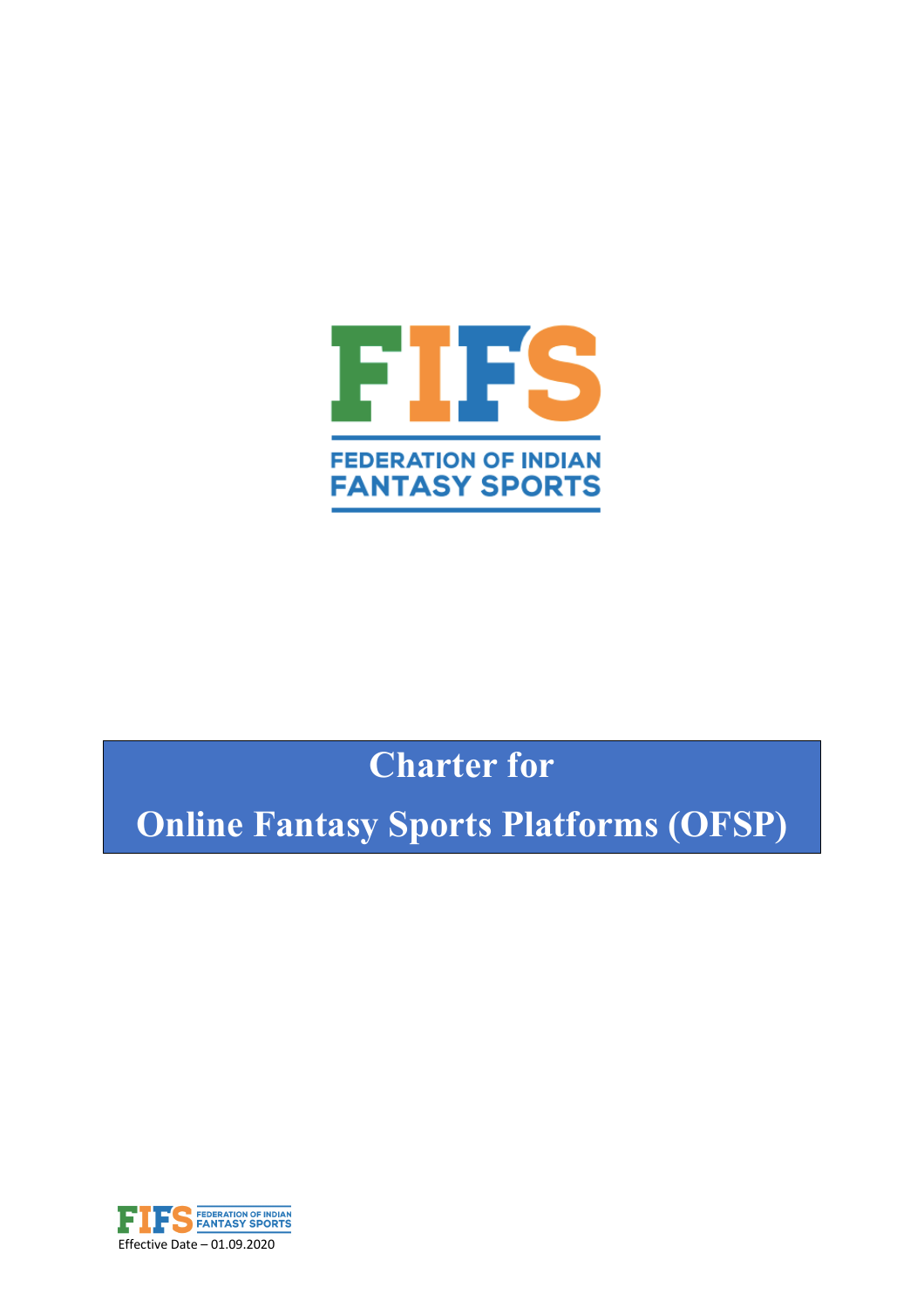# FIFS

FEDERATION OF INDIAN FANTASY SPORTS

# Charter for Online Fantasy Sports Platforms (OFSP)

Effective Date – 01.09.2020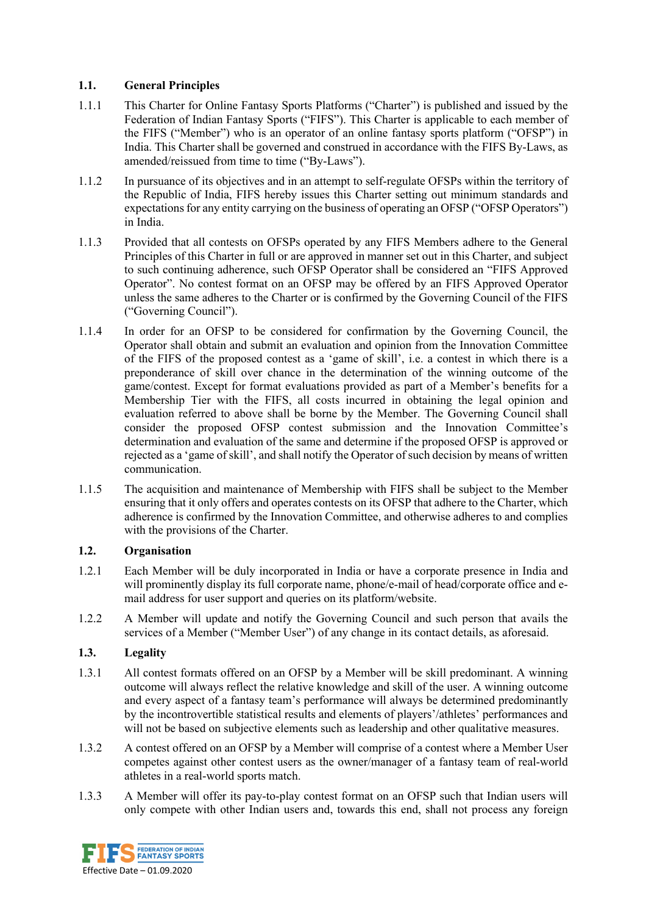### 1.1. General Principles

1.1.1 This Charter for Online Fantasy Sports Platforms ("Charter") is published and issued by the Federation of Indian Fantasy Sports ("FIFS"). This Charter is applicable to each member of the FIFS ("Member") who is an operator of an online fantasy sports platform ("OFSP") in India. This Charter shall be governed and construed in accordance with the FIFS By-Laws, as amended/reissued from time to time ("By-Laws").

1.1.2 In pursuance of its objectives and in an attempt to self-regulate OFSPs within the territory of the Republic of India, FIFS hereby issues this Charter setting out minimum standards and expectations for any entity carrying on the business of operating an OFSP ("OFSP Operators") in India.

1.1.3 Provided that all contests on OFSPs operated by any FIFS Members adhere to the General Principles of this Charter in full or are approved in manner set out in this Charter, and subject to such continuing adherence, such OFSP Operator shall be considered an "FIFS Approved Operator". No contest format on an OFSP may be offered by an FIFS Approved Operator unless the same adheres to the Charter or is confirmed by the Governing Council of the FIFS ("Governing Council").

1.1.4 In order for an OFSP to be considered for confirmation by the Governing Council, the Operator shall obtain and submit an evaluation and opinion from the Innovation Committee of the FIFS of the proposed contest as a 'game of skill', i.e. a contest in which there is a preponderance of skill over chance in the determination of the winning outcome of the game/contest. Except for format evaluations provided as part of a Member's benefits for a Membership Tier with the FIFS, all costs incurred in obtaining the legal opinion and evaluation referred to above shall be borne by the Member. The Governing Council shall consider the proposed OFSP contest submission and the Innovation Committee's determination and evaluation of the same and determine if the proposed OFSP is approved or rejected as a 'game of skill', and shall notify the Operator of such decision by means of written communication.

1.1.5 The acquisition and maintenance of Membership with FIFS shall be subject to the Member ensuring that it only offers and operates contests on its OFSP that adhere to the Charter, which adherence is confirmed by the Innovation Committee, and otherwise adheres to and complies with the provisions of the Charter.

### 1.2. Organisation

1.2.1 Each Member will be duly incorporated in India or have a corporate presence in India and will prominently display its full corporate name, phone/e-mail of head/corporate office and e-mail address for user support and queries on its platform/website.

1.2.2 A Member will update and notify the Governing Council and such person that avails the services of a Member ("Member User") of any change in its contact details, as aforesaid.

### 1.3. Legality

1.3.1 All contest formats offered on an OFSP by a Member will be skill predominant. A winning outcome will always reflect the relative knowledge and skill of the user. A winning outcome and every aspect of a fantasy team's performance will always be determined predominantly by the incontrovertible statistical results and elements of players'/athletes' performances and will not be based on subjective elements such as leadership and other qualitative measures.

1.3.2 A contest offered on an OFSP by a Member will comprise of a contest where a Member User competes against other contest users as the owner/manager of a fantasy team of real-world athletes in a real-world sports match.

1.3.3 A Member will offer its pay-to-play contest format on an OFSP such that Indian users will only compete with other Indian users and, towards this end, shall not process any foreign

Effective Date – 01.09.2020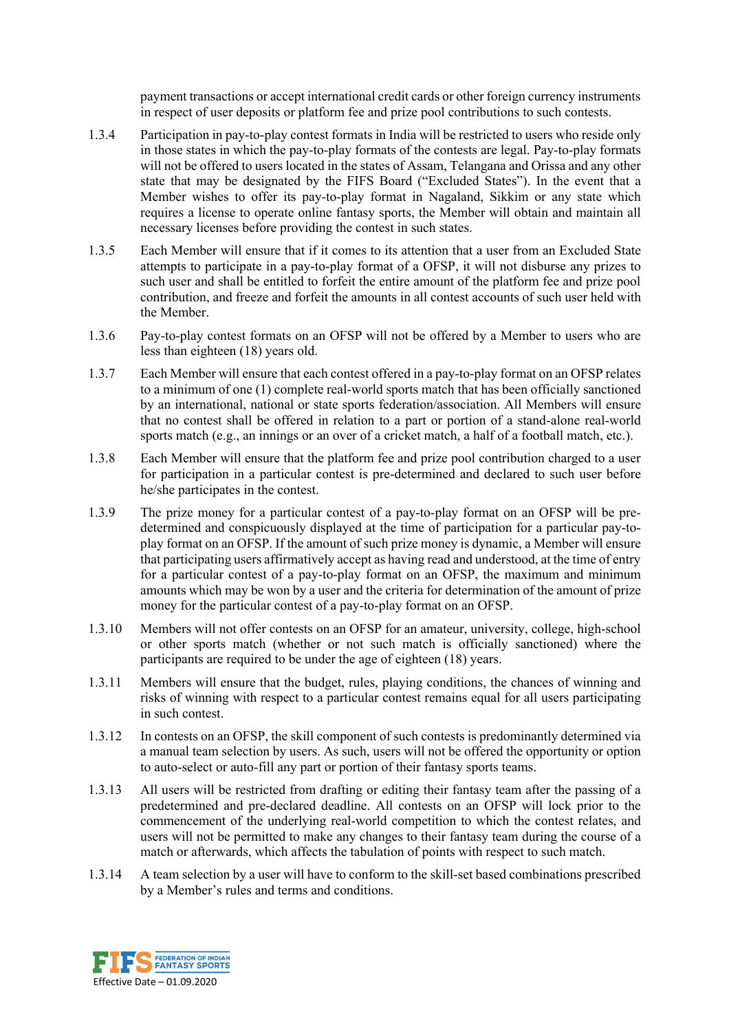payment transactions or accept international credit cards or other foreign currency instruments in respect of user deposits or platform fee and prize pool contributions to such contests.

1.3.4 Participation in pay-to-play contest formats in India will be restricted to users who reside only in those states in which the pay-to-play formats of the contests are legal. Pay-to-play formats will not be offered to users located in the states of Assam, Telangana and Orissa and any other state that may be designated by the FIFS Board ("Excluded States"). In the event that a Member wishes to offer its pay-to-play format in Nagaland, Sikkim or any state which requires a license to operate online fantasy sports, the Member will obtain and maintain all necessary licenses before providing the contest in such states.

1.3.5 Each Member will ensure that if it comes to its attention that a user from an Excluded State attempts to participate in a pay-to-play format of a OFSP, it will not disburse any prizes to such user and shall be entitled to forfeit the entire amount of the platform fee and prize pool contribution, and freeze and forfeit the amounts in all contest accounts of such user held with the Member.

1.3.6 Pay-to-play contest formats on an OFSP will not be offered by a Member to users who are less than eighteen (18) years old.

1.3.7 Each Member will ensure that each contest offered in a pay-to-play format on an OFSP relates to a minimum of one (1) complete real-world sports match that has been officially sanctioned by an international, national or state sports federation/association. All Members will ensure that no contest shall be offered in relation to a part or portion of a stand-alone real-world sports match (e.g., an innings or an over of a cricket match, a half of a football match, etc.).

1.3.8 Each Member will ensure that the platform fee and prize pool contribution charged to a user for participation in a particular contest is pre-determined and declared to such user before he/she participates in the contest.

1.3.9 The prize money for a particular contest of a pay-to-play format on an OFSP will be pre-determined and conspicuously displayed at the time of participation for a particular pay-to-play format on an OFSP. If the amount of such prize money is dynamic, a Member will ensure that participating users affirmatively accept as having read and understood, at the time of entry for a particular contest of a pay-to-play format on an OFSP, the maximum and minimum amounts which may be won by a user and the criteria for determination of the amount of prize money for the particular contest of a pay-to-play format on an OFSP.

1.3.10 Members will not offer contests on an OFSP for an amateur, university, college, high-school or other sports match (whether or not such match is officially sanctioned) where the participants are required to be under the age of eighteen (18) years.

1.3.11 Members will ensure that the budget, rules, playing conditions, the chances of winning and risks of winning with respect to a particular contest remains equal for all users participating in such contest.

1.3.12 In contests on an OFSP, the skill component of such contests is predominantly determined via a manual team selection by users. As such, users will not be offered the opportunity or option to auto-select or auto-fill any part or portion of their fantasy sports teams.

1.3.13 All users will be restricted from drafting or editing their fantasy team after the passing of a predetermined and pre-declared deadline. All contests on an OFSP will lock prior to the commencement of the underlying real-world competition to which the contest relates, and users will not be permitted to make any changes to their fantasy team during the course of a match or afterwards, which affects the tabulation of points with respect to such match.

1.3.14 A team selection by a user will have to conform to the skill-set based combinations prescribed by a Member's rules and terms and conditions.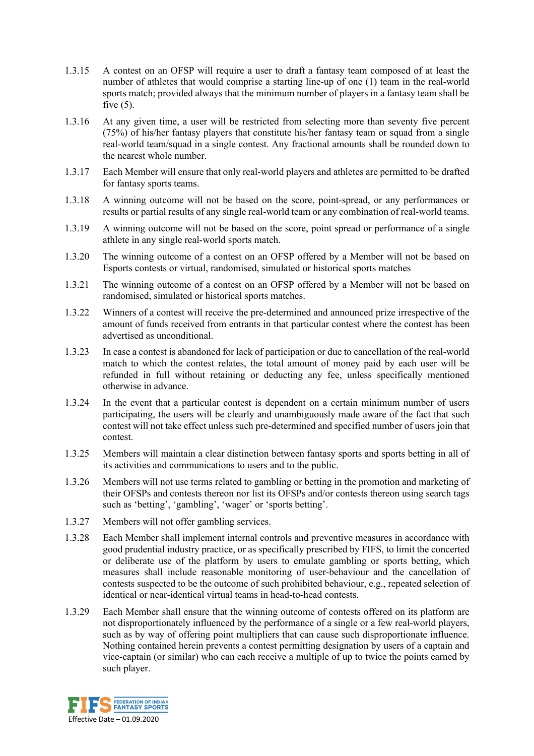1.3.15 A contest on an OFSP will require a user to draft a fantasy team composed of at least the number of athletes that would comprise a starting line-up of one (1) team in the real-world sports match; provided always that the minimum number of players in a fantasy team shall be five (5).

1.3.16 At any given time, a user will be restricted from selecting more than seventy five percent (75%) of his/her fantasy players that constitute his/her fantasy team or squad from a single real-world team/squad in a single contest. Any fractional amounts shall be rounded down to the nearest whole number.

1.3.17 Each Member will ensure that only real-world players and athletes are permitted to be drafted for fantasy sports teams.

1.3.18 A winning outcome will not be based on the score, point-spread, or any performances or results or partial results of any single real-world team or any combination of real-world teams.

1.3.19 A winning outcome will not be based on the score, point spread or performance of a single athlete in any single real-world sports match.

1.3.20 The winning outcome of a contest on an OFSP offered by a Member will not be based on Esports contests or virtual, randomised, simulated or historical sports matches

1.3.21 The winning outcome of a contest on an OFSP offered by a Member will not be based on randomised, simulated or historical sports matches.

1.3.22 Winners of a contest will receive the pre-determined and announced prize irrespective of the amount of funds received from entrants in that particular contest where the contest has been advertised as unconditional.

1.3.23 In case a contest is abandoned for lack of participation or due to cancellation of the real-world match to which the contest relates, the total amount of money paid by each user will be refunded in full without retaining or deducting any fee, unless specifically mentioned otherwise in advance.

1.3.24 In the event that a particular contest is dependent on a certain minimum number of users participating, the users will be clearly and unambiguously made aware of the fact that such contest will not take effect unless such pre-determined and specified number of users join that contest.

1.3.25 Members will maintain a clear distinction between fantasy sports and sports betting in all of its activities and communications to users and to the public.

1.3.26 Members will not use terms related to gambling or betting in the promotion and marketing of their OFSPs and contests thereon nor list its OFSPs and/or contests thereon using search tags such as 'betting', 'gambling', 'wager' or 'sports betting'.

1.3.27 Members will not offer gambling services.

1.3.28 Each Member shall implement internal controls and preventive measures in accordance with good prudential industry practice, or as specifically prescribed by FIFS, to limit the concerted or deliberate use of the platform by users to emulate gambling or sports betting, which measures shall include reasonable monitoring of user-behaviour and the cancellation of contests suspected to be the outcome of such prohibited behaviour, e.g., repeated selection of identical or near-identical virtual teams in head-to-head contests.

1.3.29 Each Member shall ensure that the winning outcome of contests offered on its platform are not disproportionately influenced by the performance of a single or a few real-world players, such as by way of offering point multipliers that can cause such disproportionate influence. Nothing contained herein prevents a contest permitting designation by users of a captain and vice-captain (or similar) who can each receive a multiple of up to twice the points earned by such player.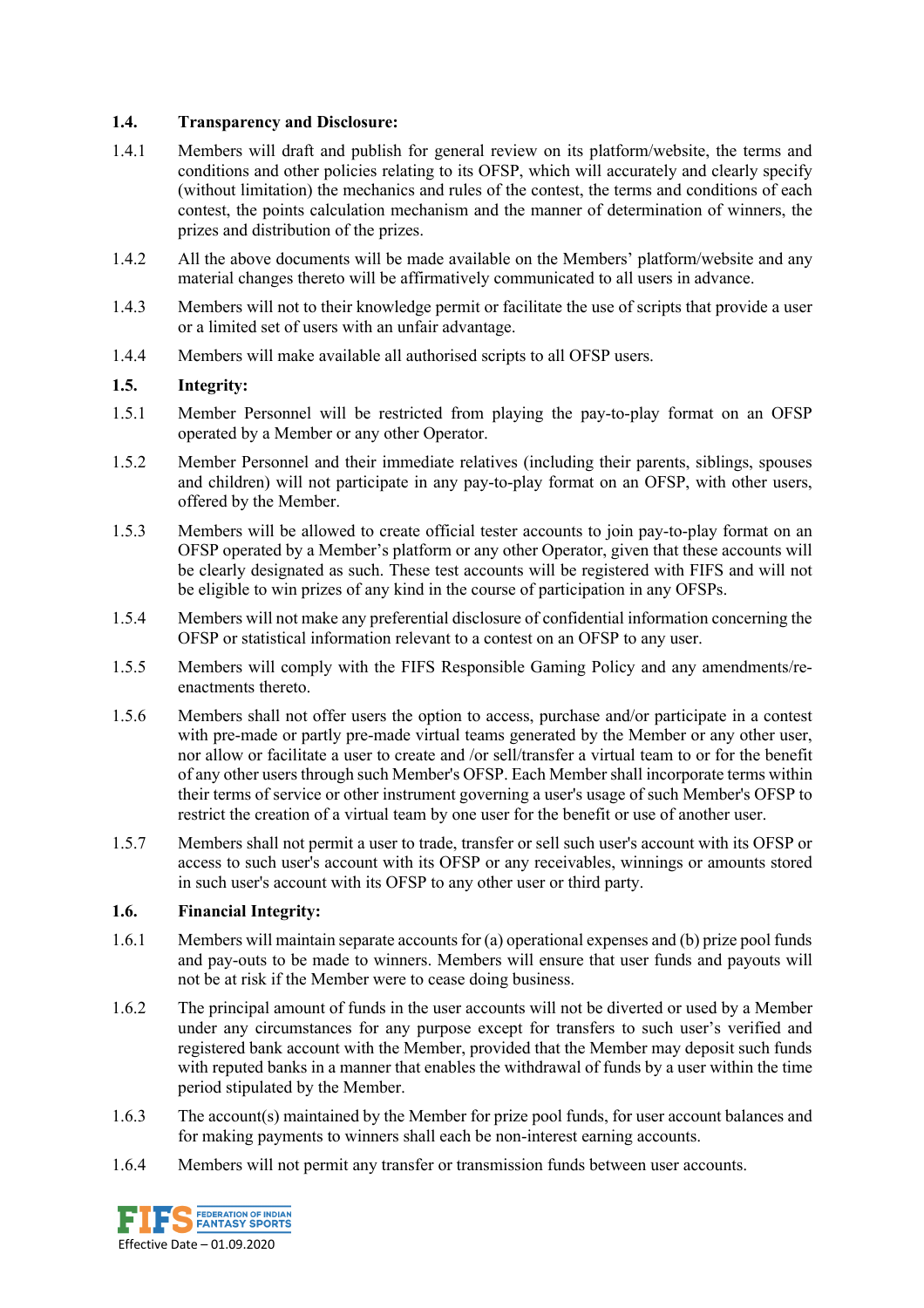**1.4. Transparency and Disclosure:**

1.4.1 Members will draft and publish for general review on its platform/website, the terms and conditions and other policies relating to its OFSP, which will accurately and clearly specify (without limitation) the mechanics and rules of the contest, the terms and conditions of each contest, the points calculation mechanism and the manner of determination of winners, the prizes and distribution of the prizes.

1.4.2 All the above documents will be made available on the Members' platform/website and any material changes thereto will be affirmatively communicated to all users in advance.

1.4.3 Members will not to their knowledge permit or facilitate the use of scripts that provide a user or a limited set of users with an unfair advantage.

1.4.4 Members will make available all authorised scripts to all OFSP users.

**1.5. Integrity:**

1.5.1 Member Personnel will be restricted from playing the pay-to-play format on an OFSP operated by a Member or any other Operator.

1.5.2 Member Personnel and their immediate relatives (including their parents, siblings, spouses and children) will not participate in any pay-to-play format on an OFSP, with other users, offered by the Member.

1.5.3 Members will be allowed to create official tester accounts to join pay-to-play format on an OFSP operated by a Member's platform or any other Operator, given that these accounts will be clearly designated as such. These test accounts will be registered with FIFS and will not be eligible to win prizes of any kind in the course of participation in any OFSPs.

1.5.4 Members will not make any preferential disclosure of confidential information concerning the OFSP or statistical information relevant to a contest on an OFSP to any user.

1.5.5 Members will comply with the FIFS Responsible Gaming Policy and any amendments/re-enactments thereto.

1.5.6 Members shall not offer users the option to access, purchase and/or participate in a contest with pre-made or partly pre-made virtual teams generated by the Member or any other user, nor allow or facilitate a user to create and /or sell/transfer a virtual team to or for the benefit of any other users through such Member's OFSP. Each Member shall incorporate terms within their terms of service or other instrument governing a user's usage of such Member's OFSP to restrict the creation of a virtual team by one user for the benefit or use of another user.

1.5.7 Members shall not permit a user to trade, transfer or sell such user's account with its OFSP or access to such user's account with its OFSP or any receivables, winnings or amounts stored in such user's account with its OFSP to any other user or third party.

**1.6. Financial Integrity:**

1.6.1 Members will maintain separate accounts for (a) operational expenses and (b) prize pool funds and pay-outs to be made to winners. Members will ensure that user funds and payouts will not be at risk if the Member were to cease doing business.

1.6.2 The principal amount of funds in the user accounts will not be diverted or used by a Member under any circumstances for any purpose except for transfers to such user's verified and registered bank account with the Member, provided that the Member may deposit such funds with reputed banks in a manner that enables the withdrawal of funds by a user within the time period stipulated by the Member.

1.6.3 The account(s) maintained by the Member for prize pool funds, for user account balances and for making payments to winners shall each be non-interest earning accounts.

1.6.4 Members will not permit any transfer or transmission funds between user accounts.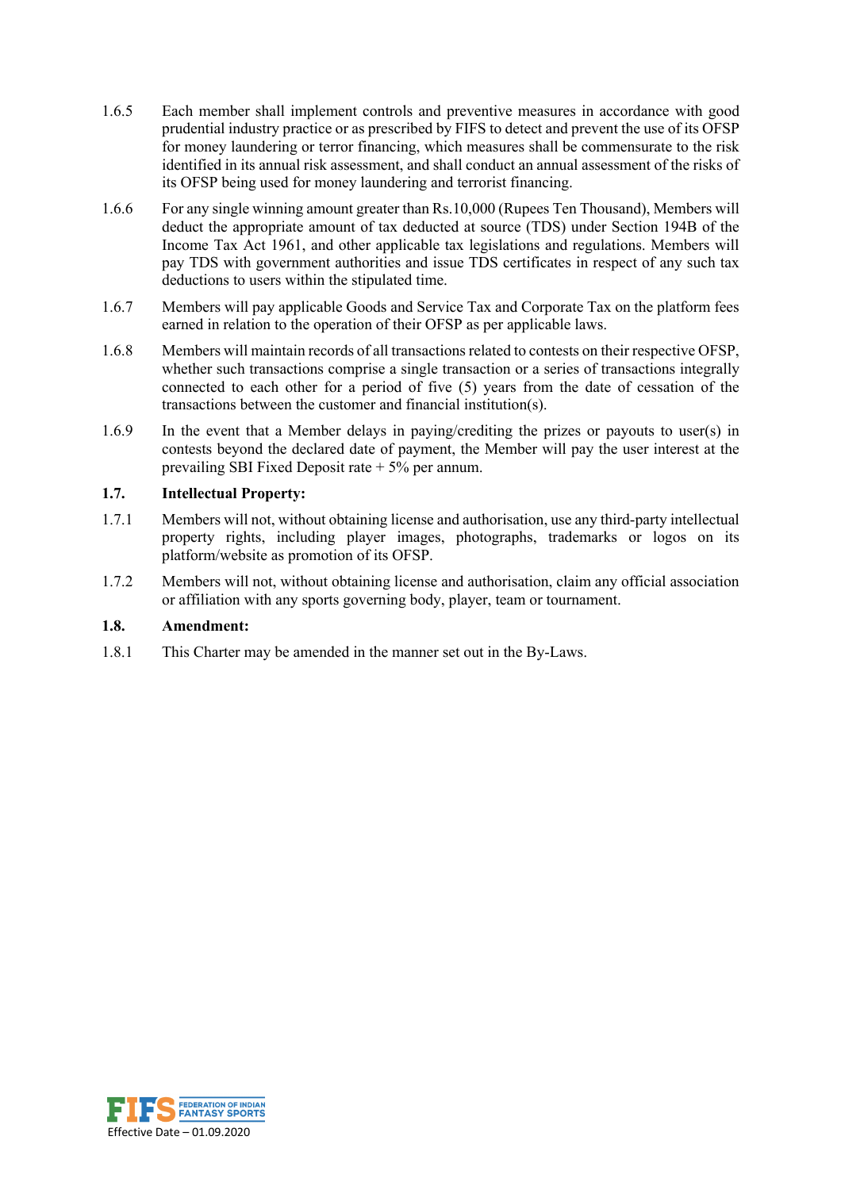1.6.5 Each member shall implement controls and preventive measures in accordance with good prudential industry practice or as prescribed by FIFS to detect and prevent the use of its OFSP for money laundering or terror financing, which measures shall be commensurate to the risk identified in its annual risk assessment, and shall conduct an annual assessment of the risks of its OFSP being used for money laundering and terrorist financing.

1.6.6 For any single winning amount greater than Rs.10,000 (Rupees Ten Thousand), Members will deduct the appropriate amount of tax deducted at source (TDS) under Section 194B of the Income Tax Act 1961, and other applicable tax legislations and regulations. Members will pay TDS with government authorities and issue TDS certificates in respect of any such tax deductions to users within the stipulated time.

1.6.7 Members will pay applicable Goods and Service Tax and Corporate Tax on the platform fees earned in relation to the operation of their OFSP as per applicable laws.

1.6.8 Members will maintain records of all transactions related to contests on their respective OFSP, whether such transactions comprise a single transaction or a series of transactions integrally connected to each other for a period of five (5) years from the date of cessation of the transactions between the customer and financial institution(s).

1.6.9 In the event that a Member delays in paying/crediting the prizes or payouts to user(s) in contests beyond the declared date of payment, the Member will pay the user interest at the prevailing SBI Fixed Deposit rate + 5% per annum.

**1.7. Intellectual Property:**

1.7.1 Members will not, without obtaining license and authorisation, use any third-party intellectual property rights, including player images, photographs, trademarks or logos on its platform/website as promotion of its OFSP.

1.7.2 Members will not, without obtaining license and authorisation, claim any official association or affiliation with any sports governing body, player, team or tournament.

**1.8. Amendment:**

1.8.1 This Charter may be amended in the manner set out in the By-Laws.